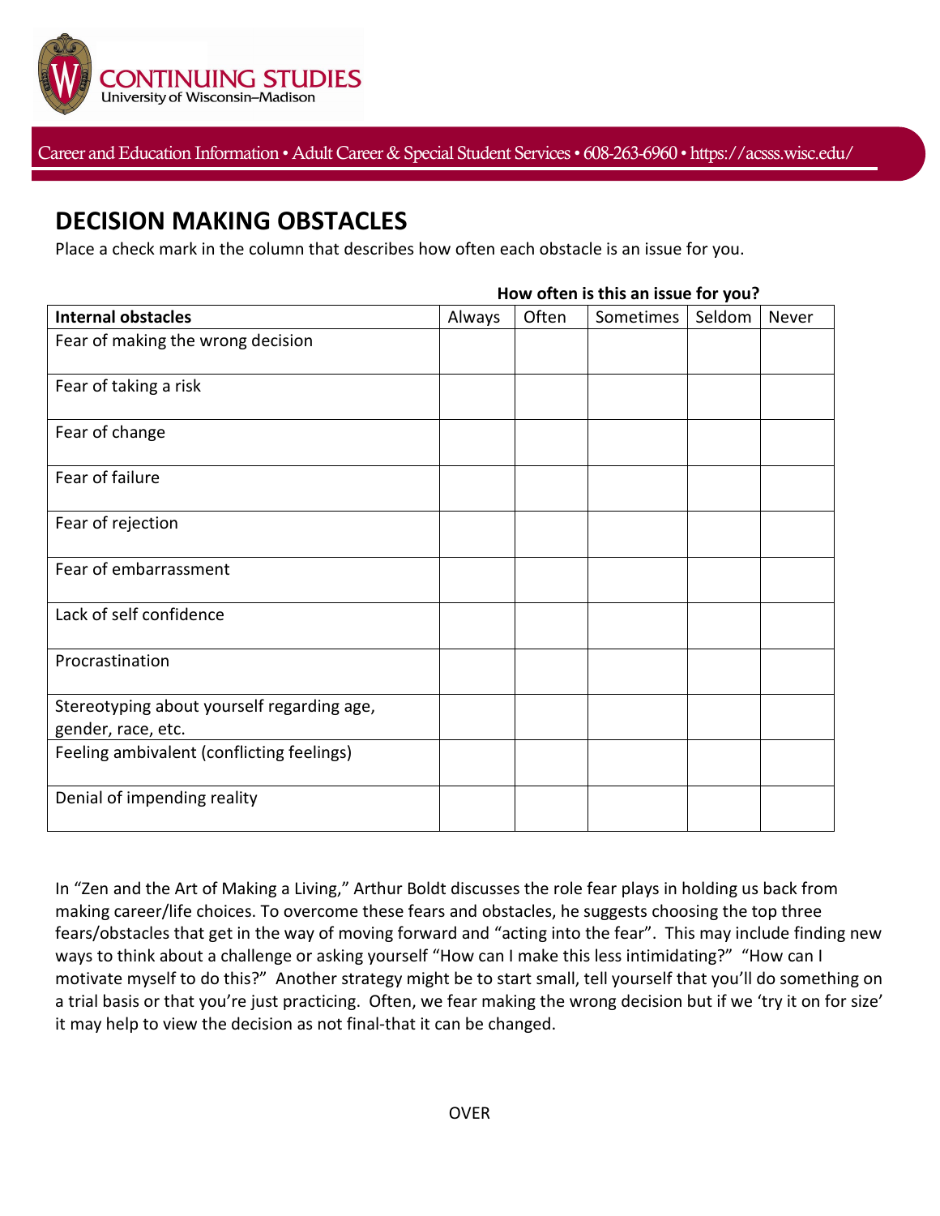CONTINUING STUDIES
University of Wisconsin–Madison

Career and Education Information • Adult Career & Special Student Services • 608-263-6960 • https://acsss.wisc.edu/

# DECISION MAKING OBSTACLES

Place a check mark in the column that describes how often each obstacle is an issue for you.

| | How often is this an issue for you? | | | | |
|---|---|---|---|---|---|
| **Internal obstacles** | Always | Often | Sometimes | Seldom | Never |
| Fear of making the wrong decision | | | | | |
| Fear of taking a risk | | | | | |
| Fear of change | | | | | |
| Fear of failure | | | | | |
| Fear of rejection | | | | | |
| Fear of embarrassment | | | | | |
| Lack of self confidence | | | | | |
| Procrastination | | | | | |
| Stereotyping about yourself regarding age, gender, race, etc. | | | | | |
| Feeling ambivalent (conflicting feelings) | | | | | |
| Denial of impending reality | | | | | |

In "Zen and the Art of Making a Living," Arthur Boldt discusses the role fear plays in holding us back from making career/life choices. To overcome these fears and obstacles, he suggests choosing the top three fears/obstacles that get in the way of moving forward and "acting into the fear". This may include finding new ways to think about a challenge or asking yourself "How can I make this less intimidating?" "How can I motivate myself to do this?" Another strategy might be to start small, tell yourself that you'll do something on a trial basis or that you're just practicing. Often, we fear making the wrong decision but if we 'try it on for size' it may help to view the decision as not final-that it can be changed.

OVER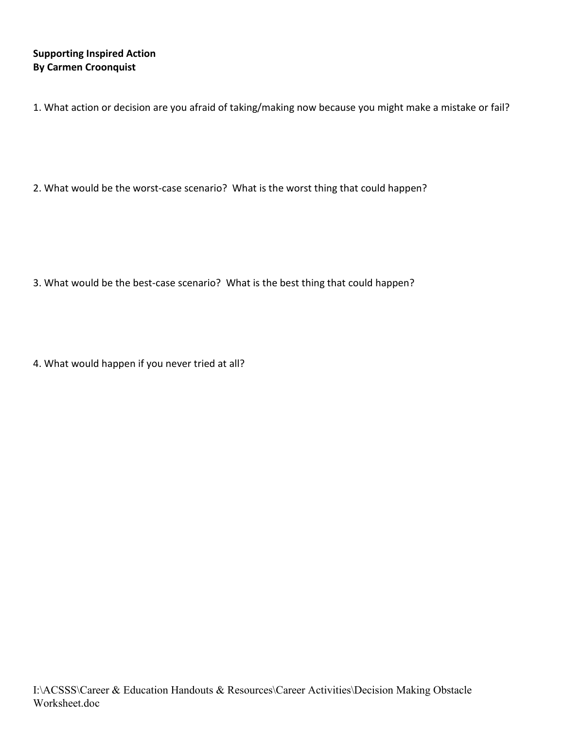**Supporting Inspired Action**
**By Carmen Croonquist**

1. What action or decision are you afraid of taking/making now because you might make a mistake or fail?

2. What would be the worst-case scenario? What is the worst thing that could happen?

3. What would be the best-case scenario? What is the best thing that could happen?

4. What would happen if you never tried at all?

I:\ACSSS\Career & Education Handouts & Resources\Career Activities\Decision Making Obstacle Worksheet.doc